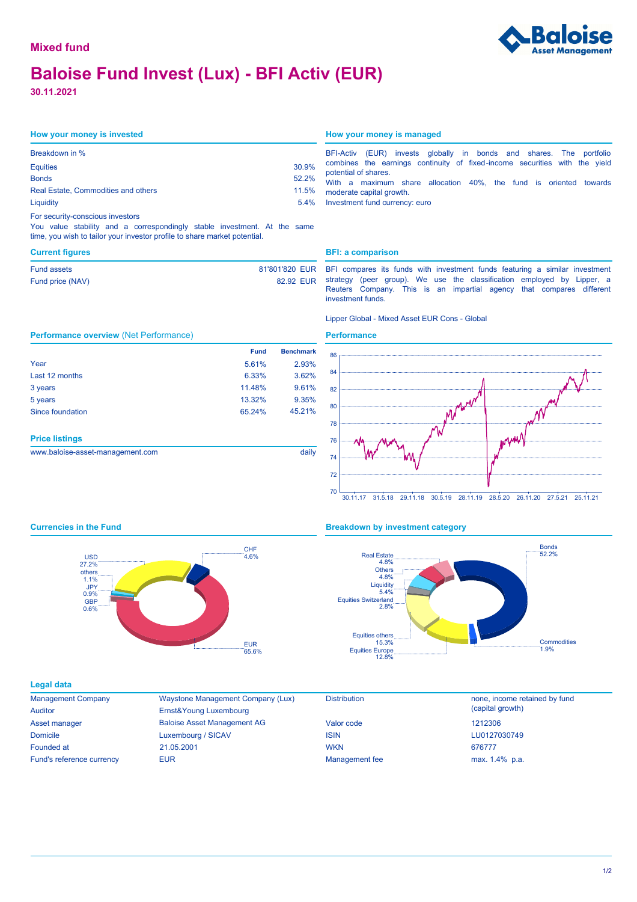Mixed fund

# Baloise Fund Invest (Lux) - BFI Activ (EUR)

**30.11.2021**

## How your money is invested

| Breakdown in % | |
|---|---|
| Equities | 30.9% |
| Bonds | 52.2% |
| Real Estate, Commodities and others | 11.5% |
| Liquidity | 5.4% |

For security-conscious investors

You value stability and a correspondingly stable investment. At the same time, you wish to tailor your investor profile to share market potential.

## How your money is managed

BFI-Activ (EUR) invests globally in bonds and shares. The portfolio combines the earnings continuity of fixed-income securities with the yield potential of shares.

With a maximum share allocation 40%, the fund is oriented towards moderate capital growth.

Investment fund currency: euro

## Current figures

| | |
|---|---|
| Fund assets | 81'801'820 EUR |
| Fund price (NAV) | 82.92 EUR |

## BFI: a comparison

BFI compares its funds with investment funds featuring a similar investment strategy (peer group). We use the classification employed by Lipper, a Reuters Company. This is an impartial agency that compares different investment funds.

Lipper Global - Mixed Asset EUR Cons - Global

## Performance overview (Net Performance)

| | Fund | Benchmark |
|---|---|---|
| Year | 5.61% | 2.93% |
| Last 12 months | 6.33% | 3.62% |
| 3 years | 11.48% | 9.61% |
| 5 years | 13.32% | 9.35% |
| Since foundation | 65.24% | 45.21% |

## Performance

## Price listings

| | |
|---|---|
| www.baloise-asset-management.com | daily |

## Currencies in the Fund

| Currency | % |
|---|---|
| EUR | 65.6% |
| USD | 27.2% |
| CHF | 4.6% |
| others | 1.1% |
| JPY | 0.9% |
| GBP | 0.6% |

## Breakdown by investment category

| Category | % |
|---|---|
| Bonds | 52.2% |
| Equities others | 15.3% |
| Equities Europe | 12.8% |
| Liquidity | 5.4% |
| Real Estate | 4.8% |
| Others | 4.8% |
| Equities Switzerland | 2.8% |
| Commodities | 1.9% |

## Legal data

| | | | |
|---|---|---|---|
| Management Company | Waystone Management Company (Lux) | Distribution | none, income retained by fund (capital growth) |
| Auditor | Ernst&Young Luxembourg | | |
| Asset manager | Baloise Asset Management AG | Valor code | 1212306 |
| Domicile | Luxembourg / SICAV | ISIN | LU0127030749 |
| Founded at | 21.05.2001 | WKN | 676777 |
| Fund's reference currency | EUR | Management fee | max. 1.4% p.a. |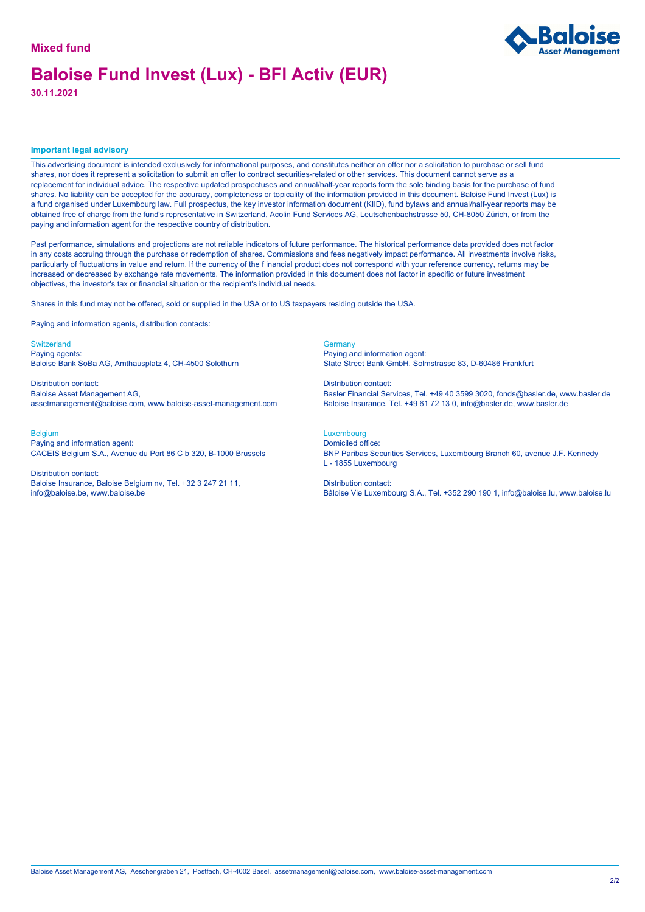Mixed fund

# Baloise Fund Invest (Lux) - BFI Activ (EUR)

**30.11.2021**

## Important legal advisory

This advertising document is intended exclusively for informational purposes, and constitutes neither an offer nor a solicitation to purchase or sell fund shares, nor does it represent a solicitation to submit an offer to contract securities-related or other services. This document cannot serve as a replacement for individual advice. The respective updated prospectuses and annual/half-year reports form the sole binding basis for the purchase of fund shares. No liability can be accepted for the accuracy, completeness or topicality of the information provided in this document. Baloise Fund Invest (Lux) is a fund organised under Luxembourg law. Full prospectus, the key investor information document (KIID), fund bylaws and annual/half-year reports may be obtained free of charge from the fund's representative in Switzerland, Acolin Fund Services AG, Leutschenbachstrasse 50, CH-8050 Zürich, or from the paying and information agent for the respective country of distribution.

Past performance, simulations and projections are not reliable indicators of future performance. The historical performance data provided does not factor in any costs accruing through the purchase or redemption of shares. Commissions and fees negatively impact performance. All investments involve risks, particularly of fluctuations in value and return. If the currency of the f inancial product does not correspond with your reference currency, returns may be increased or decreased by exchange rate movements. The information provided in this document does not factor in specific or future investment objectives, the investor's tax or financial situation or the recipient's individual needs.

Shares in this fund may not be offered, sold or supplied in the USA or to US taxpayers residing outside the USA.

Paying and information agents, distribution contacts:

Switzerland
Paying agents:
Baloise Bank SoBa AG, Amthausplatz 4, CH-4500 Solothurn

Distribution contact:
Baloise Asset Management AG,
assetmanagement@baloise.com, www.baloise-asset-management.com

Belgium
Paying and information agent:
CACEIS Belgium S.A., Avenue du Port 86 C b 320, B-1000 Brussels

Distribution contact:
Baloise Insurance, Baloise Belgium nv, Tel. +32 3 247 21 11,
info@baloise.be, www.baloise.be

Germany
Paying and information agent:
State Street Bank GmbH, Solmstrasse 83, D-60486 Frankfurt

Distribution contact:
Basler Financial Services, Tel. +49 40 3599 3020, fonds@basler.de, www.basler.de
Baloise Insurance, Tel. +49 61 72 13 0, info@basler.de, www.basler.de

Luxembourg
Domiciled office:
BNP Paribas Securities Services, Luxembourg Branch 60, avenue J.F. Kennedy
L - 1855 Luxembourg

Distribution contact:
Bâloise Vie Luxembourg S.A., Tel. +352 290 190 1, info@baloise.lu, www.baloise.lu

Baloise Asset Management AG, Aeschengraben 21, Postfach, CH-4002 Basel, assetmanagement@baloise.com, www.baloise-asset-management.com